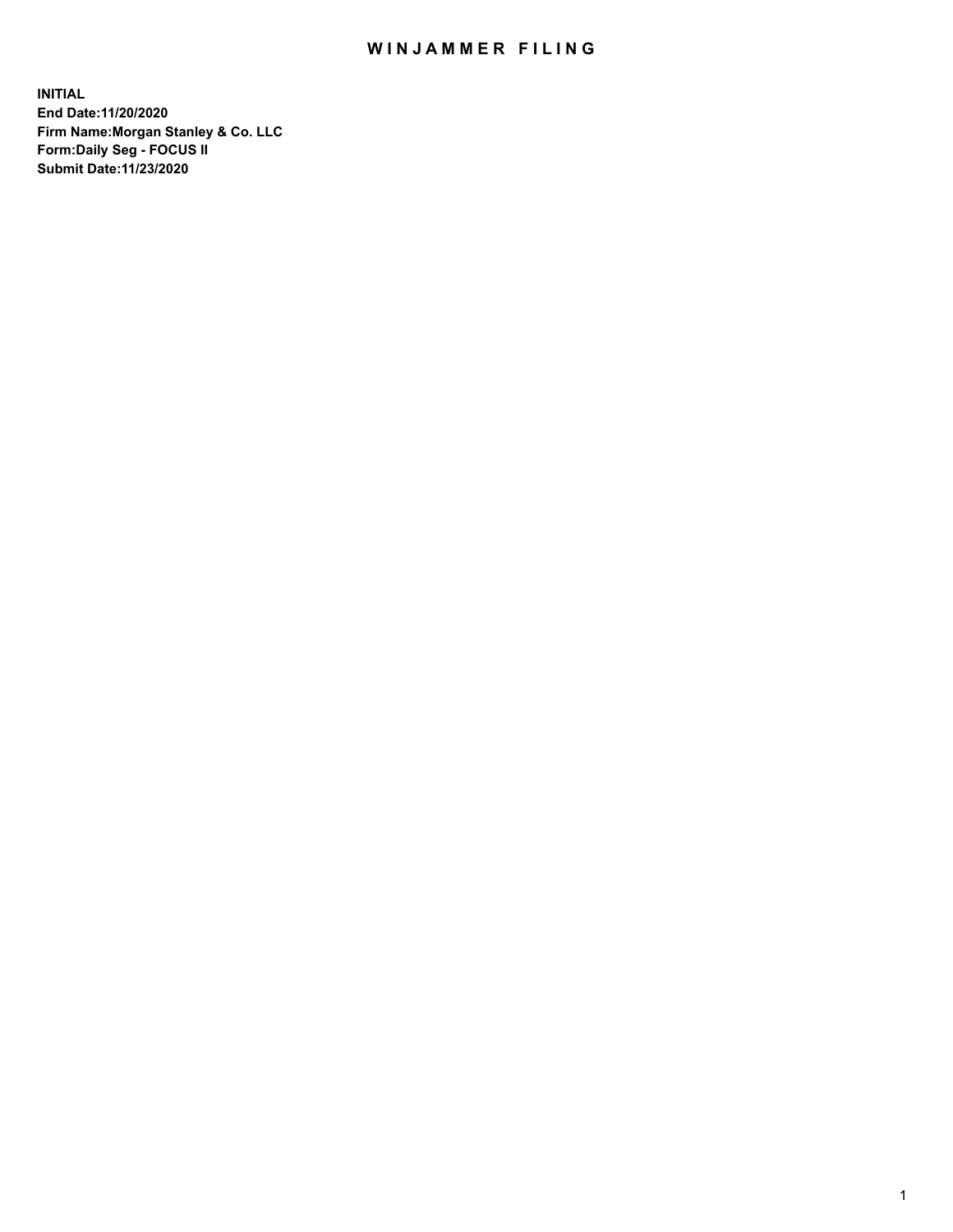# WINJAMMER FILING

**INITIAL**
**End Date:11/20/2020**
**Firm Name:Morgan Stanley & Co. LLC**
**Form:Daily Seg - FOCUS II**
**Submit Date:11/23/2020**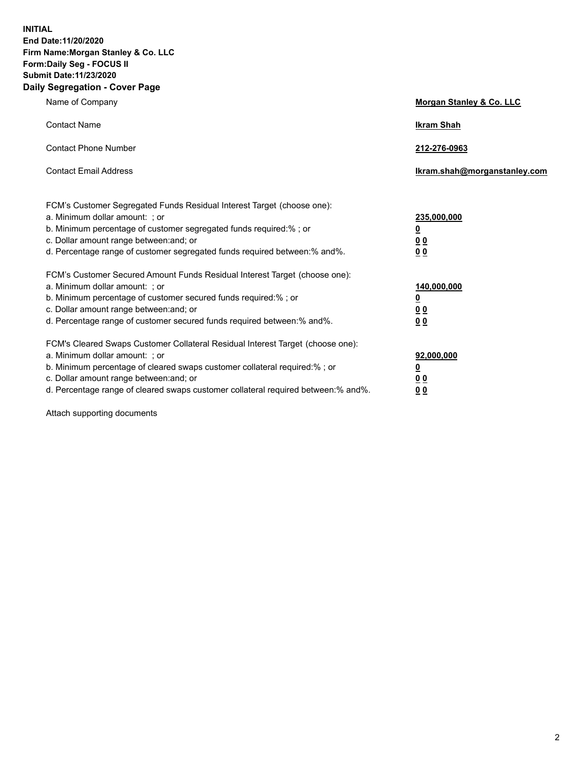**INITIAL**
**End Date:11/20/2020**
**Firm Name:Morgan Stanley & Co. LLC**
**Form:Daily Seg - FOCUS II**
**Submit Date:11/23/2020**

## Daily Segregation - Cover Page

| | |
|---|---|
| Name of Company | **Morgan Stanley & Co. LLC** |
| Contact Name | **Ikram Shah** |
| Contact Phone Number | **212-276-0963** |
| Contact Email Address | **Ikram.shah@morganstanley.com** |

| | |
|---|---|
| FCM's Customer Segregated Funds Residual Interest Target (choose one): | |
| a. Minimum dollar amount: ; or | **235,000,000** |
| b. Minimum percentage of customer segregated funds required:% ; or | **0** |
| c. Dollar amount range between:and; or | **0 0** |
| d. Percentage range of customer segregated funds required between:% and%. | **0 0** |
| FCM's Customer Secured Amount Funds Residual Interest Target (choose one): | |
| a. Minimum dollar amount: ; or | **140,000,000** |
| b. Minimum percentage of customer secured funds required:% ; or | **0** |
| c. Dollar amount range between:and; or | **0 0** |
| d. Percentage range of customer secured funds required between:% and%. | **0 0** |
| FCM's Cleared Swaps Customer Collateral Residual Interest Target (choose one): | |
| a. Minimum dollar amount: ; or | **92,000,000** |
| b. Minimum percentage of cleared swaps customer collateral required:% ; or | **0** |
| c. Dollar amount range between:and; or | **0 0** |
| d. Percentage range of cleared swaps customer collateral required between:% and%. | **0 0** |

Attach supporting documents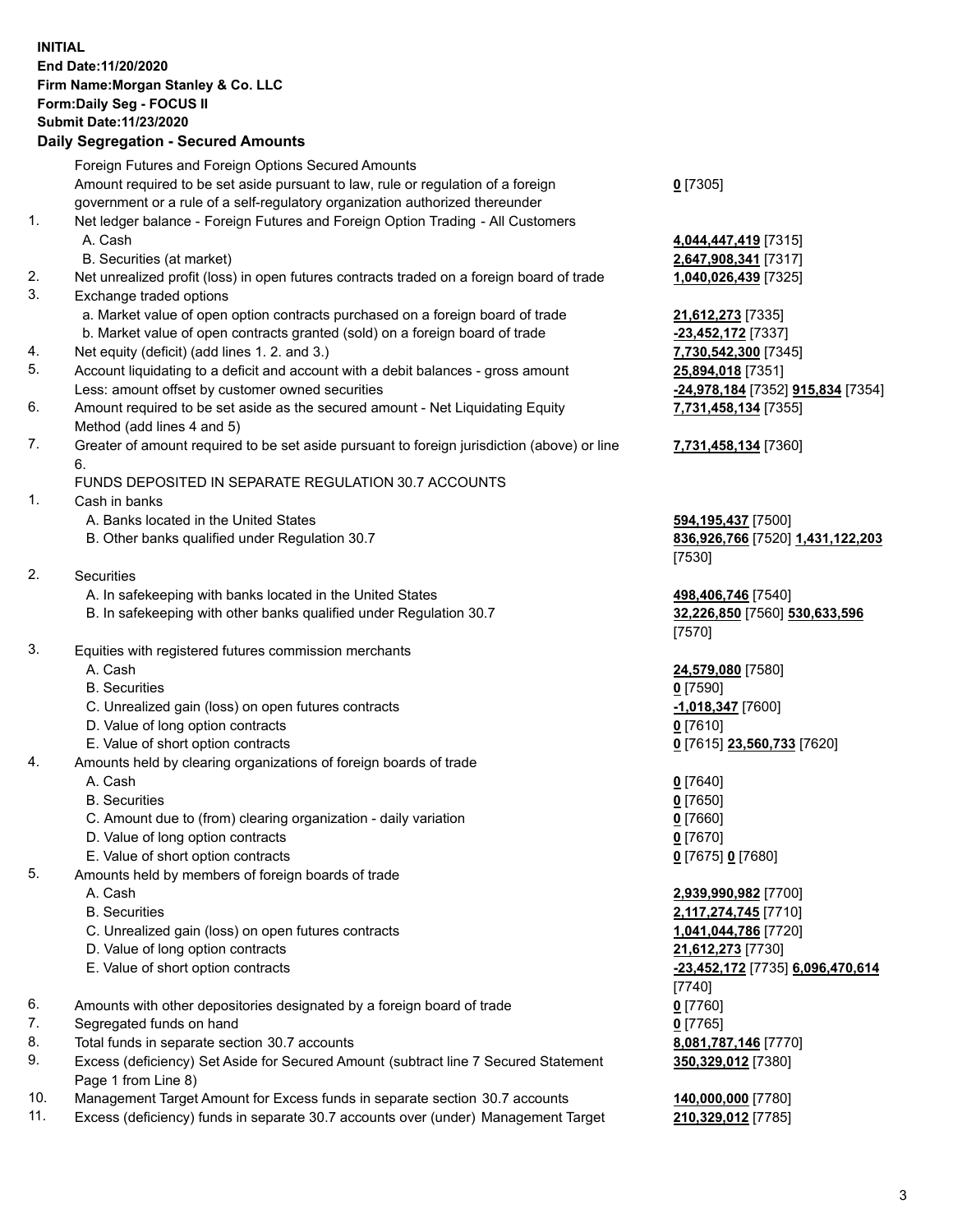**INITIAL**
**End Date:11/20/2020**
**Firm Name:Morgan Stanley & Co. LLC**
**Form:Daily Seg - FOCUS II**
**Submit Date:11/23/2020**

**Daily Segregation - Secured Amounts**

| | | |
|---|---|---|
| | Foreign Futures and Foreign Options Secured Amounts | |
| | Amount required to be set aside pursuant to law, rule or regulation of a foreign government or a rule of a self-regulatory organization authorized thereunder | **0** [7305] |
| 1. | Net ledger balance - Foreign Futures and Foreign Option Trading - All Customers | |
| | A. Cash | **4,044,447,419** [7315] |
| | B. Securities (at market) | **2,647,908,341** [7317] |
| 2. | Net unrealized profit (loss) in open futures contracts traded on a foreign board of trade | **1,040,026,439** [7325] |
| 3. | Exchange traded options | |
| | a. Market value of open option contracts purchased on a foreign board of trade | **21,612,273** [7335] |
| | b. Market value of open contracts granted (sold) on a foreign board of trade | **-23,452,172** [7337] |
| 4. | Net equity (deficit) (add lines 1. 2. and 3.) | **7,730,542,300** [7345] |
| 5. | Account liquidating to a deficit and account with a debit balances - gross amount | **25,894,018** [7351] |
| | Less: amount offset by customer owned securities | **-24,978,184** [7352] **915,834** [7354] |
| 6. | Amount required to be set aside as the secured amount - Net Liquidating Equity Method (add lines 4 and 5) | **7,731,458,134** [7355] |
| 7. | Greater of amount required to be set aside pursuant to foreign jurisdiction (above) or line 6. | **7,731,458,134** [7360] |
| | FUNDS DEPOSITED IN SEPARATE REGULATION 30.7 ACCOUNTS | |
| 1. | Cash in banks | |
| | A. Banks located in the United States | **594,195,437** [7500] |
| | B. Other banks qualified under Regulation 30.7 | **836,926,766** [7520] **1,431,122,203** [7530] |
| 2. | Securities | |
| | A. In safekeeping with banks located in the United States | **498,406,746** [7540] |
| | B. In safekeeping with other banks qualified under Regulation 30.7 | **32,226,850** [7560] **530,633,596** [7570] |
| 3. | Equities with registered futures commission merchants | |
| | A. Cash | **24,579,080** [7580] |
| | B. Securities | **0** [7590] |
| | C. Unrealized gain (loss) on open futures contracts | **-1,018,347** [7600] |
| | D. Value of long option contracts | **0** [7610] |
| | E. Value of short option contracts | **0** [7615] **23,560,733** [7620] |
| 4. | Amounts held by clearing organizations of foreign boards of trade | |
| | A. Cash | **0** [7640] |
| | B. Securities | **0** [7650] |
| | C. Amount due to (from) clearing organization - daily variation | **0** [7660] |
| | D. Value of long option contracts | **0** [7670] |
| | E. Value of short option contracts | **0** [7675] **0** [7680] |
| 5. | Amounts held by members of foreign boards of trade | |
| | A. Cash | **2,939,990,982** [7700] |
| | B. Securities | **2,117,274,745** [7710] |
| | C. Unrealized gain (loss) on open futures contracts | **1,041,044,786** [7720] |
| | D. Value of long option contracts | **21,612,273** [7730] |
| | E. Value of short option contracts | **-23,452,172** [7735] **6,096,470,614** [7740] |
| 6. | Amounts with other depositories designated by a foreign board of trade | **0** [7760] |
| 7. | Segregated funds on hand | **0** [7765] |
| 8. | Total funds in separate section 30.7 accounts | **8,081,787,146** [7770] |
| 9. | Excess (deficiency) Set Aside for Secured Amount (subtract line 7 Secured Statement Page 1 from Line 8) | **350,329,012** [7380] |
| 10. | Management Target Amount for Excess funds in separate section 30.7 accounts | **140,000,000** [7780] |
| 11. | Excess (deficiency) funds in separate 30.7 accounts over (under) Management Target | **210,329,012** [7785] |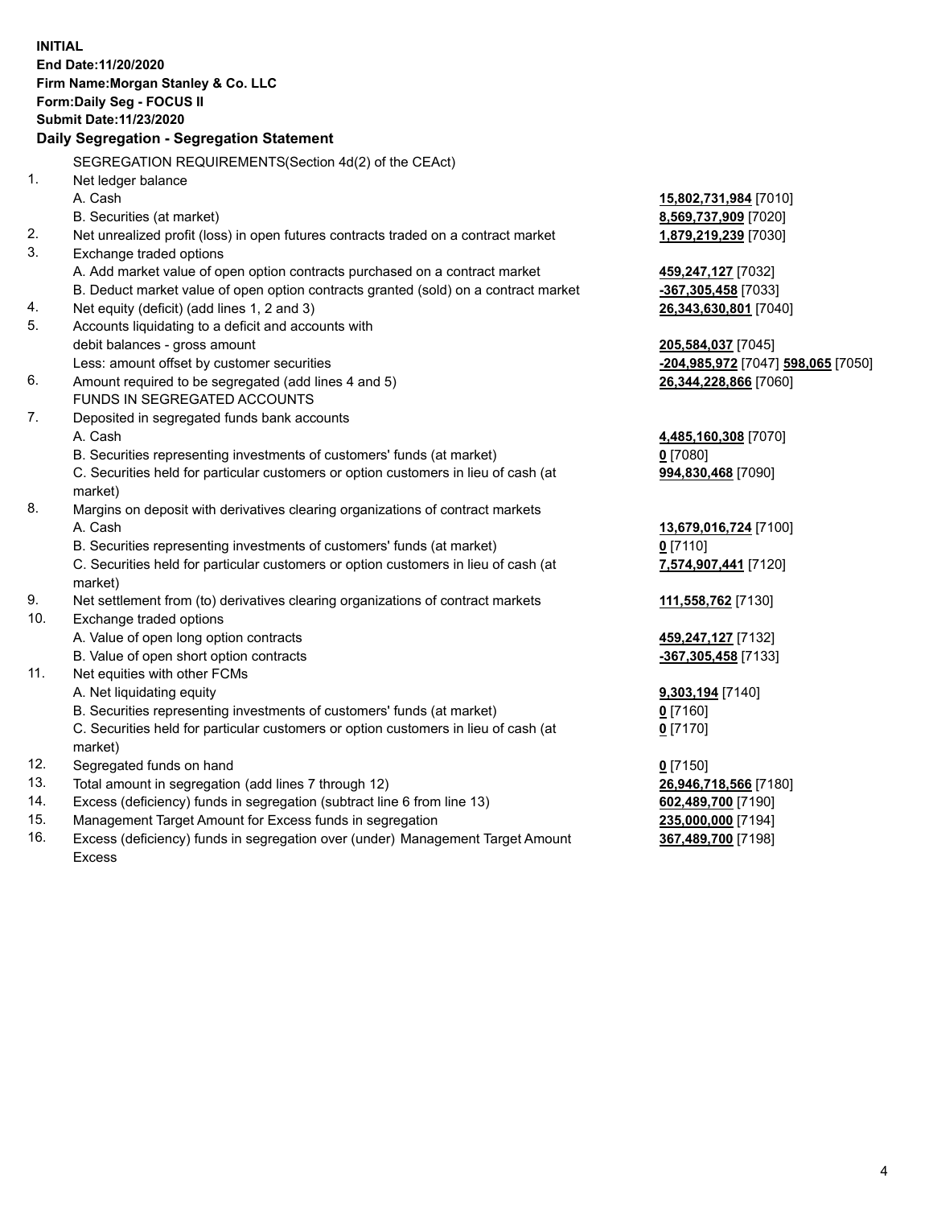**INITIAL**
**End Date:11/20/2020**
**Firm Name:Morgan Stanley & Co. LLC**
**Form:Daily Seg - FOCUS II**
**Submit Date:11/23/2020**

**Daily Segregation - Segregation Statement**

| | | |
|---|---|---|
| | SEGREGATION REQUIREMENTS(Section 4d(2) of the CEAct) | |
| 1. | Net ledger balance | |
| | A. Cash | **15,802,731,984** [7010] |
| | B. Securities (at market) | **8,569,737,909** [7020] |
| 2. | Net unrealized profit (loss) in open futures contracts traded on a contract market | **1,879,219,239** [7030] |
| 3. | Exchange traded options | |
| | A. Add market value of open option contracts purchased on a contract market | **459,247,127** [7032] |
| | B. Deduct market value of open option contracts granted (sold) on a contract market | **-367,305,458** [7033] |
| 4. | Net equity (deficit) (add lines 1, 2 and 3) | **26,343,630,801** [7040] |
| 5. | Accounts liquidating to a deficit and accounts with | |
| | debit balances - gross amount | **205,584,037** [7045] |
| | Less: amount offset by customer securities | **-204,985,972** [7047] **598,065** [7050] |
| 6. | Amount required to be segregated (add lines 4 and 5) | **26,344,228,866** [7060] |
| | FUNDS IN SEGREGATED ACCOUNTS | |
| 7. | Deposited in segregated funds bank accounts | |
| | A. Cash | **4,485,160,308** [7070] |
| | B. Securities representing investments of customers' funds (at market) | **0** [7080] |
| | C. Securities held for particular customers or option customers in lieu of cash (at market) | **994,830,468** [7090] |
| 8. | Margins on deposit with derivatives clearing organizations of contract markets | |
| | A. Cash | **13,679,016,724** [7100] |
| | B. Securities representing investments of customers' funds (at market) | **0** [7110] |
| | C. Securities held for particular customers or option customers in lieu of cash (at market) | **7,574,907,441** [7120] |
| 9. | Net settlement from (to) derivatives clearing organizations of contract markets | **111,558,762** [7130] |
| 10. | Exchange traded options | |
| | A. Value of open long option contracts | **459,247,127** [7132] |
| | B. Value of open short option contracts | **-367,305,458** [7133] |
| 11. | Net equities with other FCMs | |
| | A. Net liquidating equity | **9,303,194** [7140] |
| | B. Securities representing investments of customers' funds (at market) | **0** [7160] |
| | C. Securities held for particular customers or option customers in lieu of cash (at market) | **0** [7170] |
| 12. | Segregated funds on hand | **0** [7150] |
| 13. | Total amount in segregation (add lines 7 through 12) | **26,946,718,566** [7180] |
| 14. | Excess (deficiency) funds in segregation (subtract line 6 from line 13) | **602,489,700** [7190] |
| 15. | Management Target Amount for Excess funds in segregation | **235,000,000** [7194] |
| 16. | Excess (deficiency) funds in segregation over (under) Management Target Amount Excess | **367,489,700** [7198] |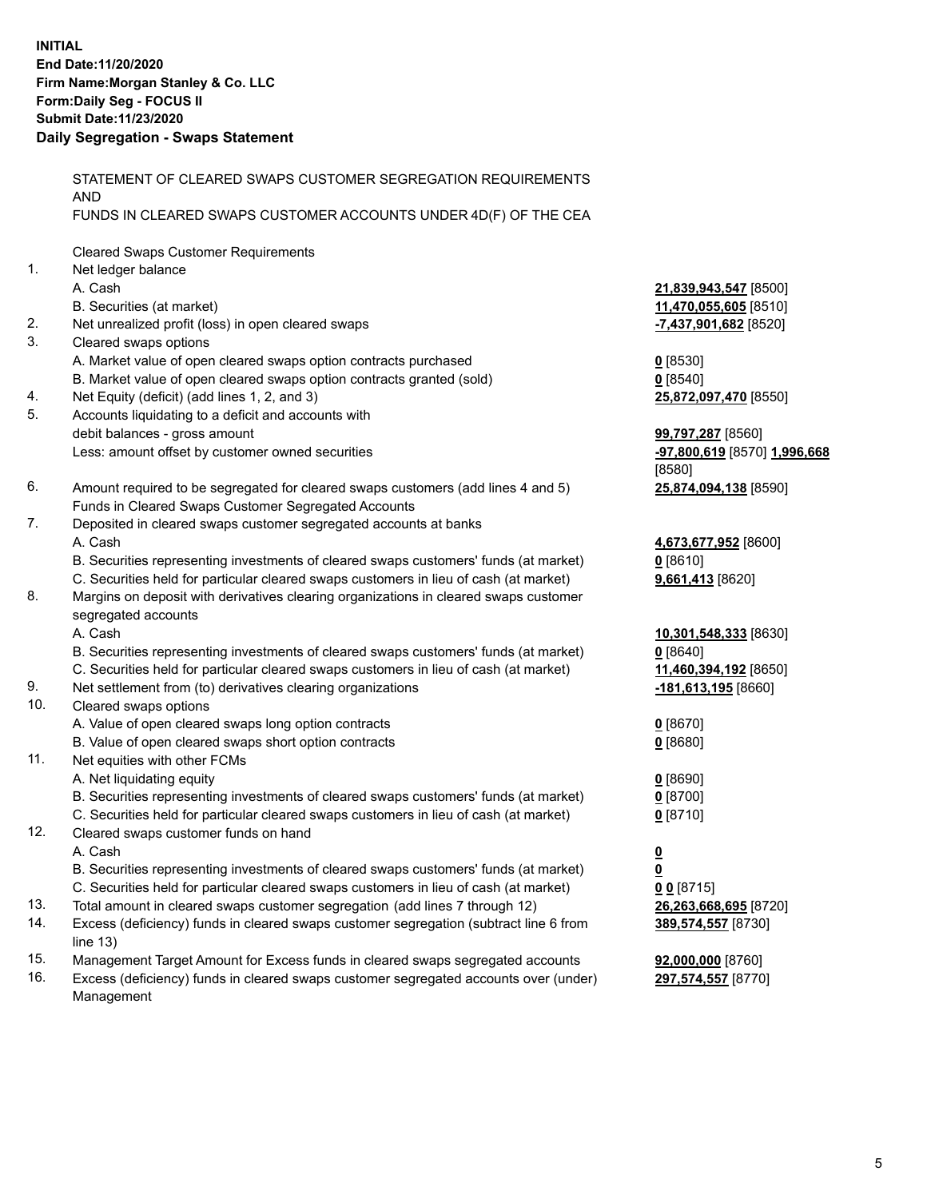**INITIAL**
**End Date:11/20/2020**
**Firm Name:Morgan Stanley & Co. LLC**
**Form:Daily Seg - FOCUS II**
**Submit Date:11/23/2020**
**Daily Segregation - Swaps Statement**

STATEMENT OF CLEARED SWAPS CUSTOMER SEGREGATION REQUIREMENTS AND FUNDS IN CLEARED SWAPS CUSTOMER ACCOUNTS UNDER 4D(F) OF THE CEA

| | | |
|---|---|---|
| | Cleared Swaps Customer Requirements | |
| 1. | Net ledger balance | |
| | A. Cash | **21,839,943,547** [8500] |
| | B. Securities (at market) | **11,470,055,605** [8510] |
| 2. | Net unrealized profit (loss) in open cleared swaps | **-7,437,901,682** [8520] |
| 3. | Cleared swaps options | |
| | A. Market value of open cleared swaps option contracts purchased | **0** [8530] |
| | B. Market value of open cleared swaps option contracts granted (sold) | **0** [8540] |
| 4. | Net Equity (deficit) (add lines 1, 2, and 3) | **25,872,097,470** [8550] |
| 5. | Accounts liquidating to a deficit and accounts with debit balances - gross amount | **99,797,287** [8560] |
| | Less: amount offset by customer owned securities | **-97,800,619** [8570] **1,996,668** [8580] |
| 6. | Amount required to be segregated for cleared swaps customers (add lines 4 and 5) | **25,874,094,138** [8590] |
| | Funds in Cleared Swaps Customer Segregated Accounts | |
| 7. | Deposited in cleared swaps customer segregated accounts at banks | |
| | A. Cash | **4,673,677,952** [8600] |
| | B. Securities representing investments of cleared swaps customers' funds (at market) | **0** [8610] |
| | C. Securities held for particular cleared swaps customers in lieu of cash (at market) | **9,661,413** [8620] |
| 8. | Margins on deposit with derivatives clearing organizations in cleared swaps customer segregated accounts | |
| | A. Cash | **10,301,548,333** [8630] |
| | B. Securities representing investments of cleared swaps customers' funds (at market) | **0** [8640] |
| | C. Securities held for particular cleared swaps customers in lieu of cash (at market) | **11,460,394,192** [8650] |
| 9. | Net settlement from (to) derivatives clearing organizations | **-181,613,195** [8660] |
| 10. | Cleared swaps options | |
| | A. Value of open cleared swaps long option contracts | **0** [8670] |
| | B. Value of open cleared swaps short option contracts | **0** [8680] |
| 11. | Net equities with other FCMs | |
| | A. Net liquidating equity | **0** [8690] |
| | B. Securities representing investments of cleared swaps customers' funds (at market) | **0** [8700] |
| | C. Securities held for particular cleared swaps customers in lieu of cash (at market) | **0** [8710] |
| 12. | Cleared swaps customer funds on hand | |
| | A. Cash | **0** |
| | B. Securities representing investments of cleared swaps customers' funds (at market) | **0** |
| | C. Securities held for particular cleared swaps customers in lieu of cash (at market) | **0** **0** [8715] |
| 13. | Total amount in cleared swaps customer segregation (add lines 7 through 12) | **26,263,668,695** [8720] |
| 14. | Excess (deficiency) funds in cleared swaps customer segregation (subtract line 6 from line 13) | **389,574,557** [8730] |
| 15. | Management Target Amount for Excess funds in cleared swaps segregated accounts | **92,000,000** [8760] |
| 16. | Excess (deficiency) funds in cleared swaps customer segregated accounts over (under) Management | **297,574,557** [8770] |